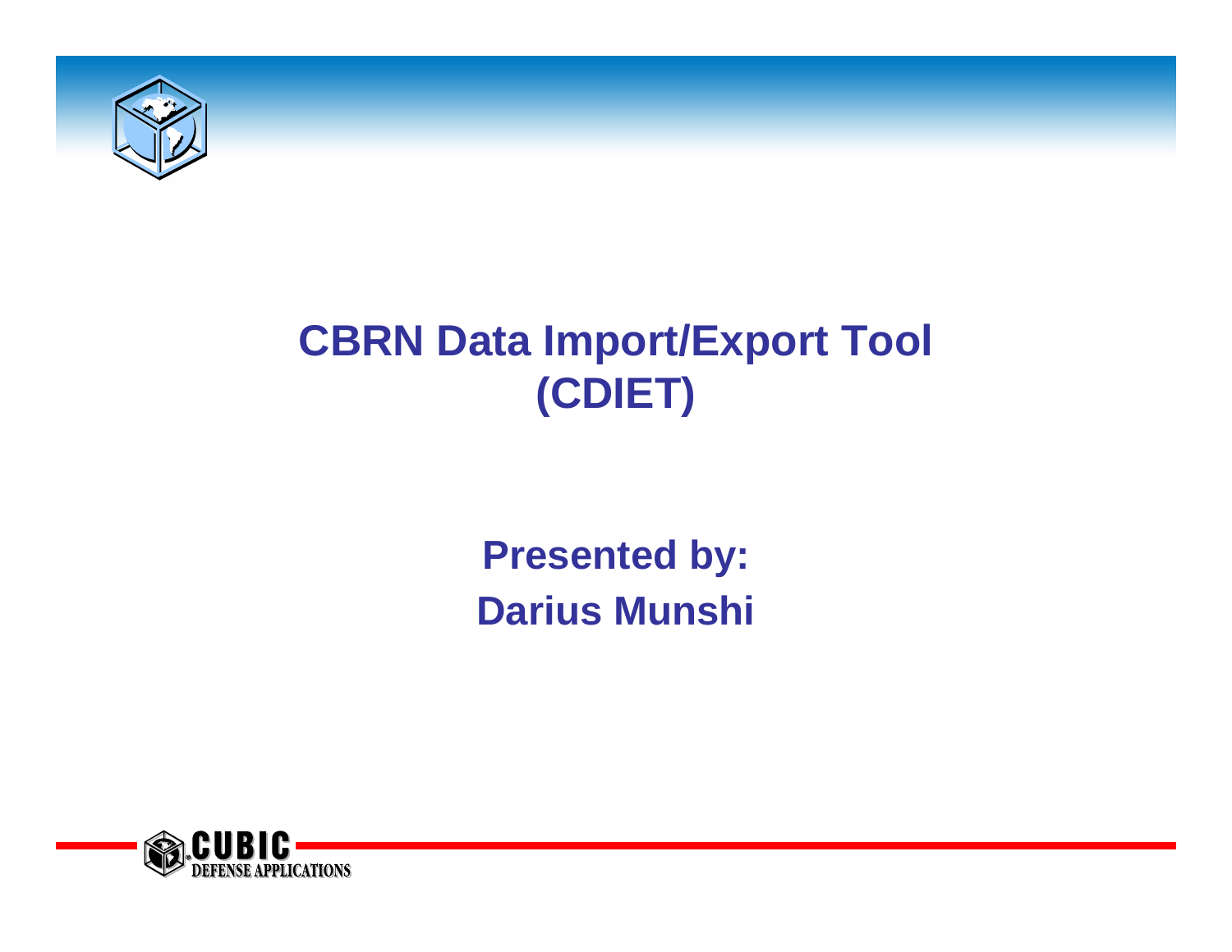# CBRN Data Import/Export Tool (CDIET)

**Presented by:**
**Darius Munshi**

CUBIC DEFENSE APPLICATIONS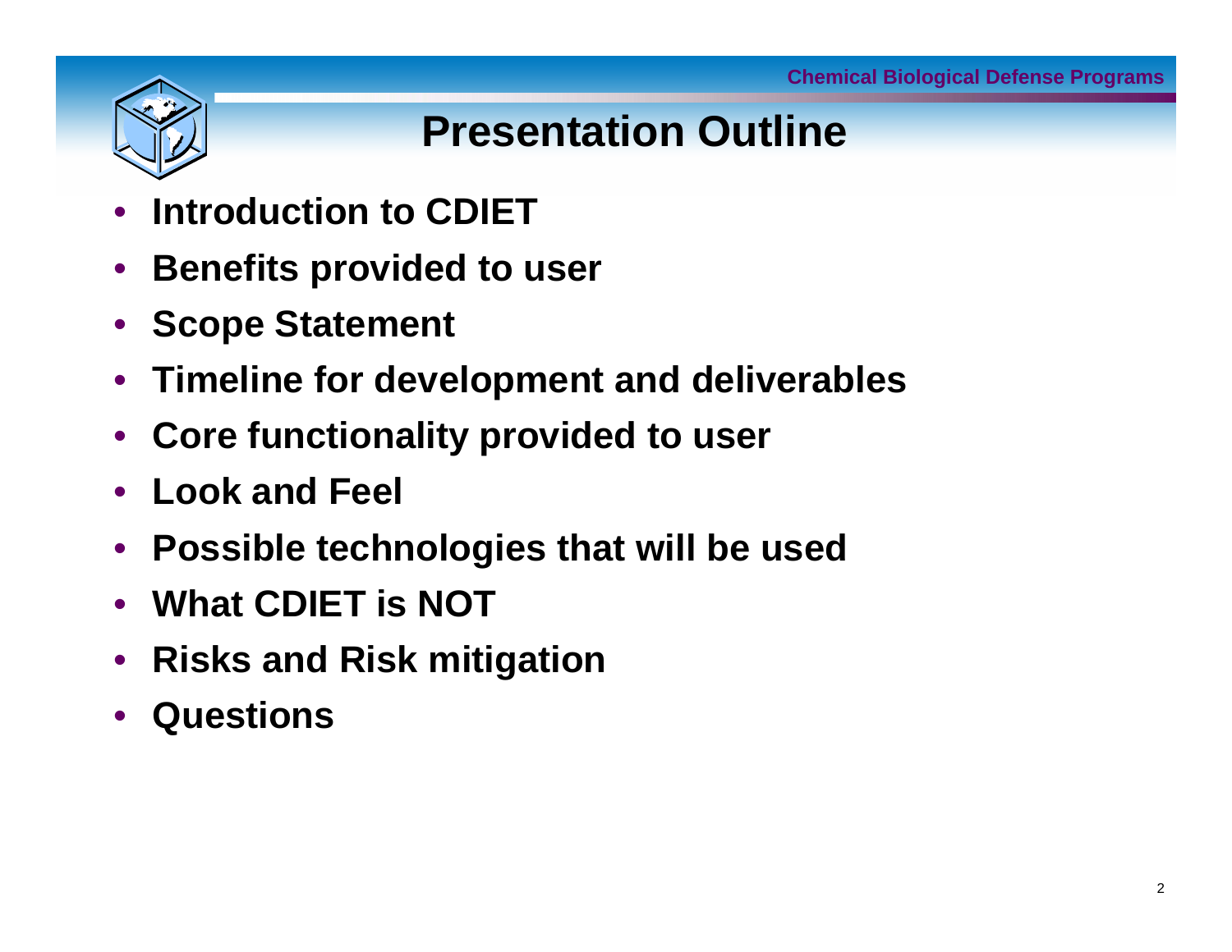# Presentation Outline

- Introduction to CDIET
- Benefits provided to user
- Scope Statement
- Timeline for development and deliverables
- Core functionality provided to user
- Look and Feel
- Possible technologies that will be used
- What CDIET is NOT
- Risks and Risk mitigation
- Questions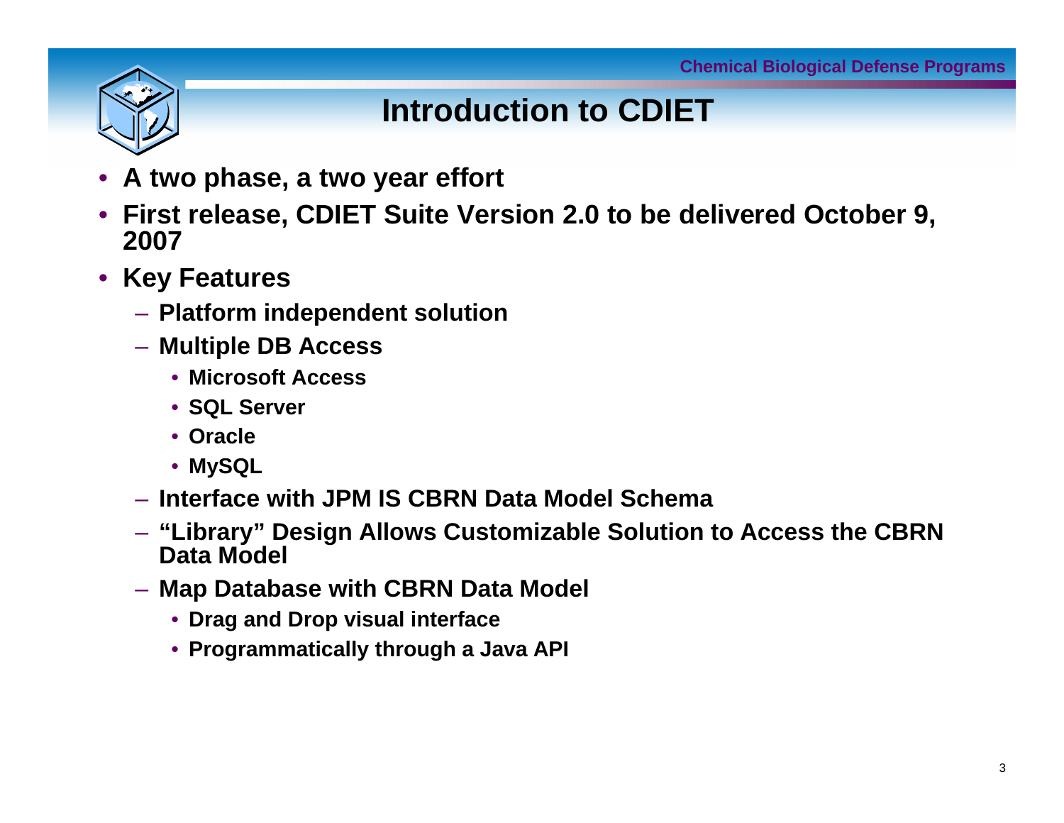# Introduction to CDIET

- A two phase, a two year effort
- First release, CDIET Suite Version 2.0 to be delivered October 9, 2007
- Key Features
  - Platform independent solution
  - Multiple DB Access
    - Microsoft Access
    - SQL Server
    - Oracle
    - MySQL
  - Interface with JPM IS CBRN Data Model Schema
  - "Library" Design Allows Customizable Solution to Access the CBRN Data Model
  - Map Database with CBRN Data Model
    - Drag and Drop visual interface
    - Programmatically through a Java API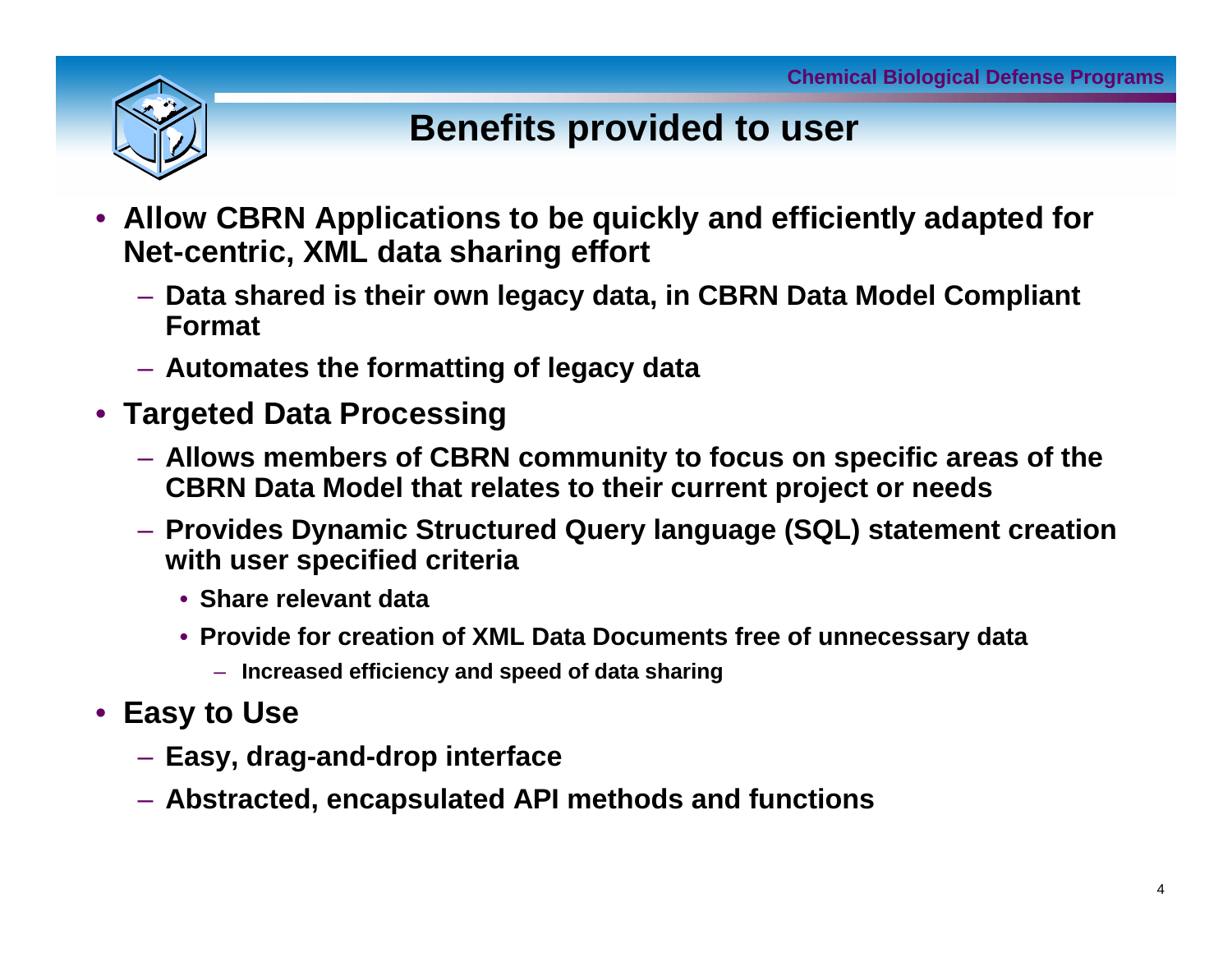# Benefits provided to user

- Allow CBRN Applications to be quickly and efficiently adapted for Net-centric, XML data sharing effort
  - Data shared is their own legacy data, in CBRN Data Model Compliant Format
  - Automates the formatting of legacy data
- Targeted Data Processing
  - Allows members of CBRN community to focus on specific areas of the CBRN Data Model that relates to their current project or needs
  - Provides Dynamic Structured Query language (SQL) statement creation with user specified criteria
    - Share relevant data
    - Provide for creation of XML Data Documents free of unnecessary data
      - Increased efficiency and speed of data sharing
- Easy to Use
  - Easy, drag-and-drop interface
  - Abstracted, encapsulated API methods and functions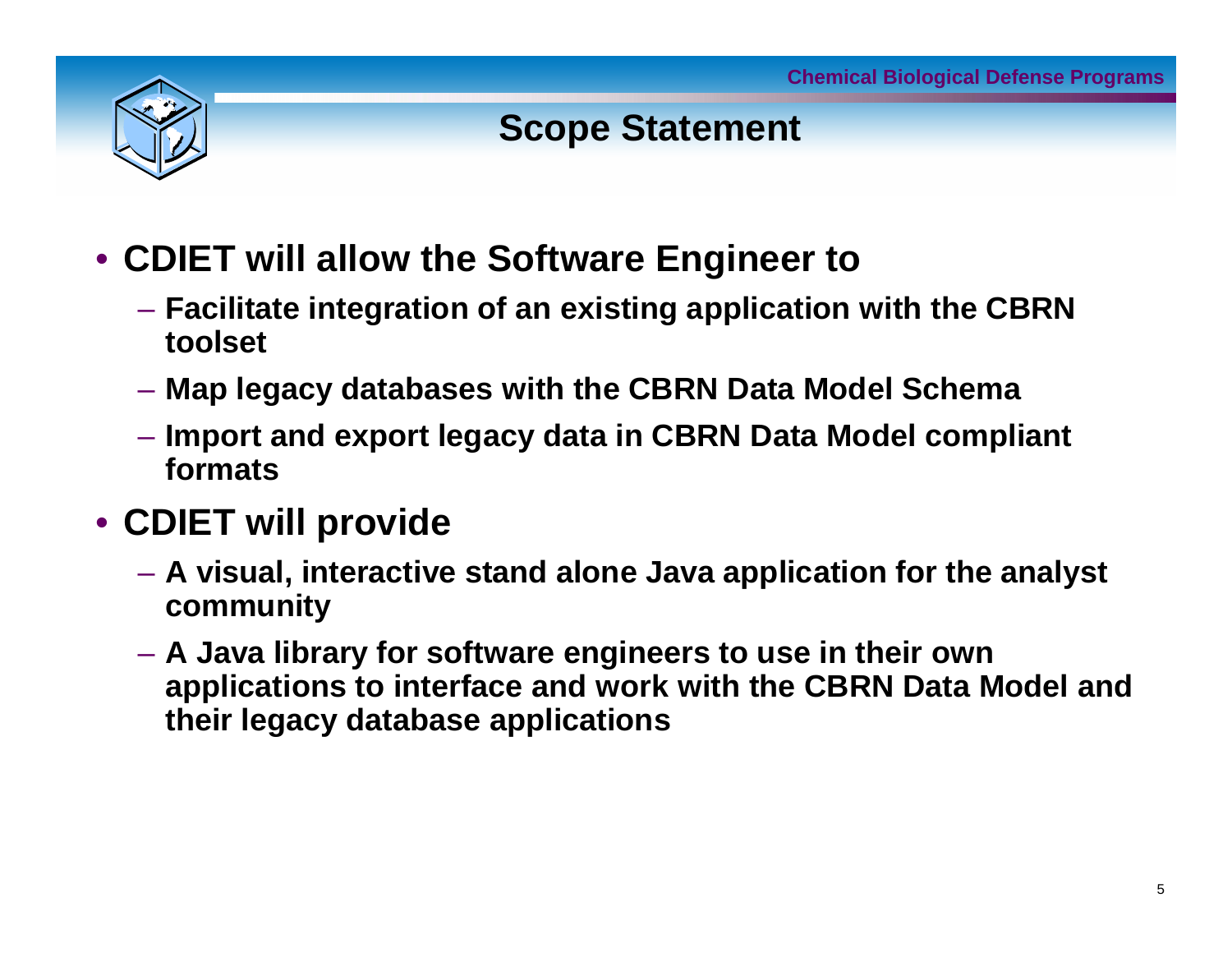# Scope Statement

- **CDIET will allow the Software Engineer to**
  - **Facilitate integration of an existing application with the CBRN toolset**
  - **Map legacy databases with the CBRN Data Model Schema**
  - **Import and export legacy data in CBRN Data Model compliant formats**
- **CDIET will provide**
  - **A visual, interactive stand alone Java application for the analyst community**
  - **A Java library for software engineers to use in their own applications to interface and work with the CBRN Data Model and their legacy database applications**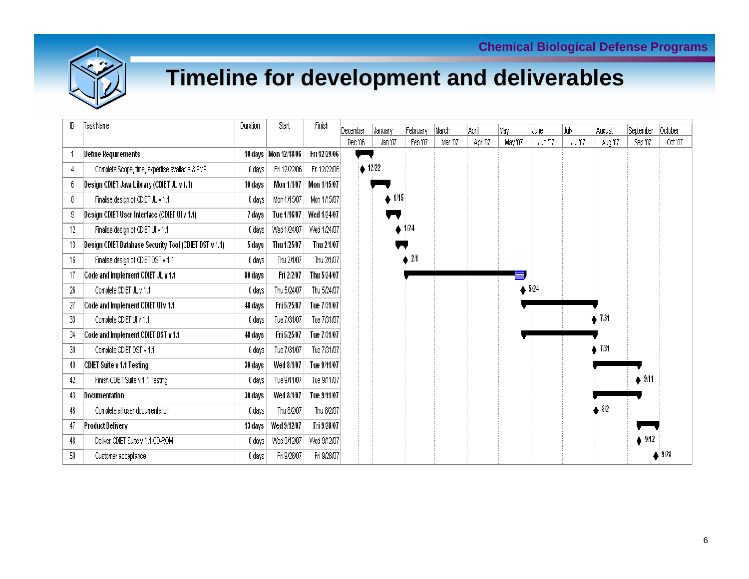# Timeline for development and deliverables

| ID | Task Name | Duration | Start | Finish |
|---|---|---|---|---|
| 1 | **Define Requirements** | **10 days** | **Mon 12/18/06** | **Fri 12/29/06** |
| 4 | Complete Scope, time, expertise available & PMP | 0 days | Fri 12/22/06 | Fri 12/22/06 |
| 6 | **Design CDIET Java Library (CDIET JL v 1.1)** | **10 days** | **Mon 1/1/07** | **Mon 1/15/07** |
| 8 | Finalise design of CDIET JL v 1.1 | 0 days | Mon 1/15/07 | Mon 1/15/07 |
| 9 | **Design CDIET User Interface (CDIET UI v 1.1)** | **7 days** | **Tue 1/16/07** | **Wed 1/24/07** |
| 12 | Finalise design of CDIET UI v 1.1 | 0 days | Wed 1/24/07 | Wed 1/24/07 |
| 13 | **Design CDIET Database Security Tool (CDIET DST v 1.1)** | **5 days** | **Thu 1/25/07** | **Thu 2/1/07** |
| 16 | Finalise design of CDIET DST v 1.1 | 0 days | Thu 2/1/07 | Thu 2/1/07 |
| 17 | **Code and Implement CDIET JL v 1.1** | **80 days** | **Fri 2/2/07** | **Thu 5/24/07** |
| 26 | Complete CDIET JL v 1.1 | 0 days | Thu 5/24/07 | Thu 5/24/07 |
| 27 | **Code and Implement CDIET UI v 1.1** | **48 days** | **Fri 5/25/07** | **Tue 7/31/07** |
| 33 | Complete CDIET UI v 1.1 | 0 days | Tue 7/31/07 | Tue 7/31/07 |
| 34 | **Code and Implement CDIET DST v 1.1** | **48 days** | **Fri 5/25/07** | **Tue 7/31/07** |
| 39 | Complete CDIET DST v 1.1 | 0 days | Tue 7/31/07 | Tue 7/31/07 |
| 40 | **CDIET Suite v 1.1 Testing** | **30 days** | **Wed 8/1/07** | **Tue 9/11/07** |
| 42 | Finish CDET Suite v 1.1 Testing | 0 days | Tue 9/11/07 | Tue 9/11/07 |
| 43 | **Documentation** | **30 days** | **Wed 8/1/07** | **Tue 9/11/07** |
| 46 | Complete all user documentation | 0 days | Thu 8/2/07 | Thu 8/2/07 |
| 47 | **Product Delivery** | **13 days** | **Wed 9/12/07** | **Fri 9/28/07** |
| 48 | Deliver CDIET Suite v 1.1 CD-ROM | 0 days | Wed 9/12/07 | Wed 9/12/07 |
| 50 | Customer acceptance | 0 days | Fri 9/28/07 | Fri 9/28/07 |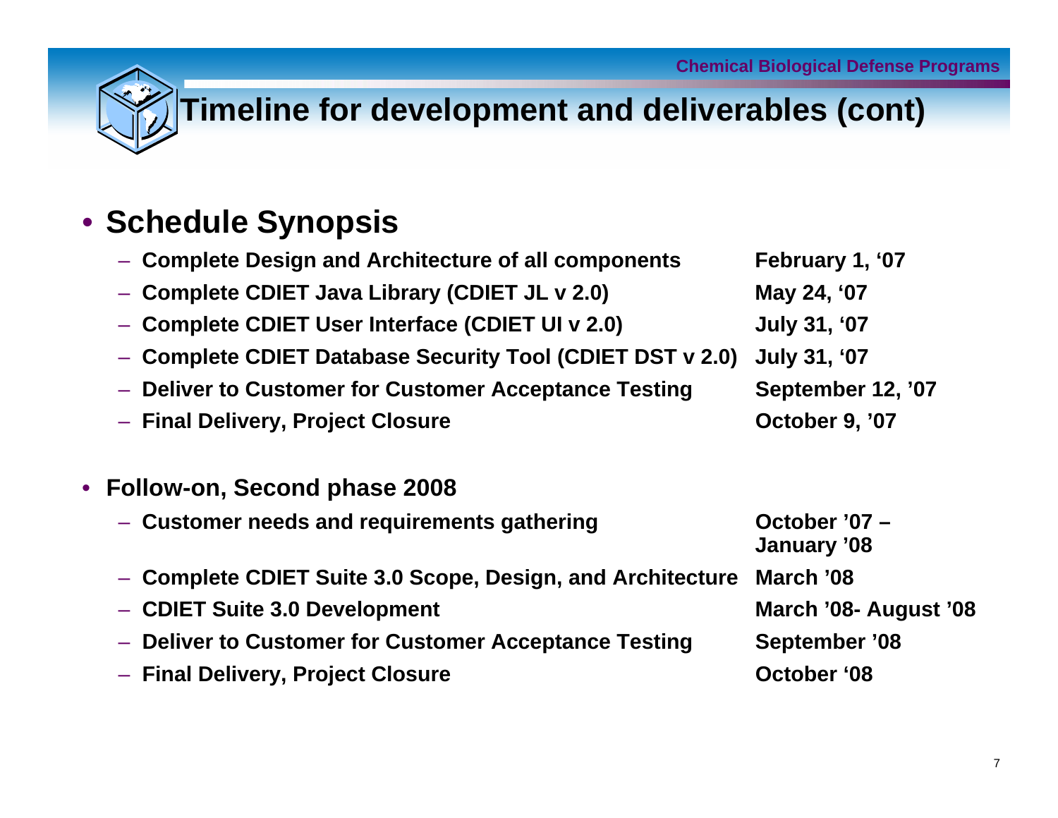# Timeline for development and deliverables (cont)

- **Schedule Synopsis**
  - **Complete Design and Architecture of all components** — **February 1, '07**
  - **Complete CDIET Java Library (CDIET JL v 2.0)** — **May 24, '07**
  - **Complete CDIET User Interface (CDIET UI v 2.0)** — **July 31, '07**
  - **Complete CDIET Database Security Tool (CDIET DST v 2.0)** — **July 31, '07**
  - **Deliver to Customer for Customer Acceptance Testing** — **September 12, '07**
  - **Final Delivery, Project Closure** — **October 9, '07**

- **Follow-on, Second phase 2008**
  - **Customer needs and requirements gathering** — **October '07 – January '08**
  - **Complete CDIET Suite 3.0 Scope, Design, and Architecture** — **March '08**
  - **CDIET Suite 3.0 Development** — **March '08- August '08**
  - **Deliver to Customer for Customer Acceptance Testing** — **September '08**
  - **Final Delivery, Project Closure** — **October '08**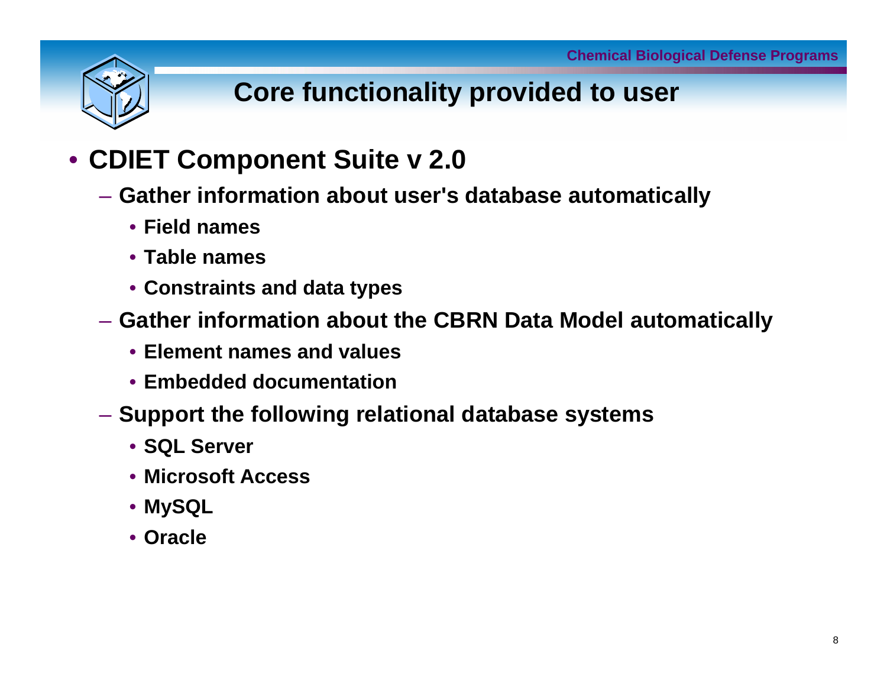# Core functionality provided to user

- **CDIET Component Suite v 2.0**
  - **Gather information about user's database automatically**
    - **Field names**
    - **Table names**
    - **Constraints and data types**
  - **Gather information about the CBRN Data Model automatically**
    - **Element names and values**
    - **Embedded documentation**
  - **Support the following relational database systems**
    - **SQL Server**
    - **Microsoft Access**
    - **MySQL**
    - **Oracle**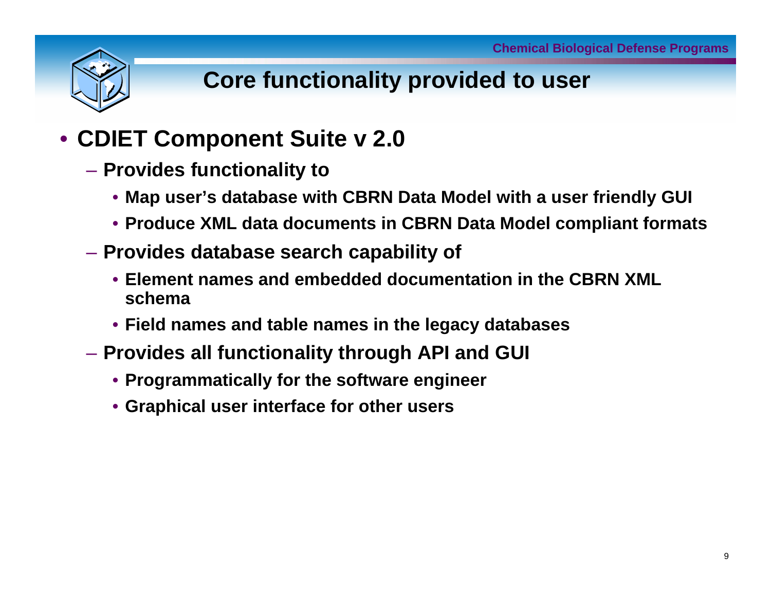# Core functionality provided to user

- **CDIET Component Suite v 2.0**
  - **Provides functionality to**
    - **Map user's database with CBRN Data Model with a user friendly GUI**
    - **Produce XML data documents in CBRN Data Model compliant formats**
  - **Provides database search capability of**
    - **Element names and embedded documentation in the CBRN XML schema**
    - **Field names and table names in the legacy databases**
  - **Provides all functionality through API and GUI**
    - **Programmatically for the software engineer**
    - **Graphical user interface for other users**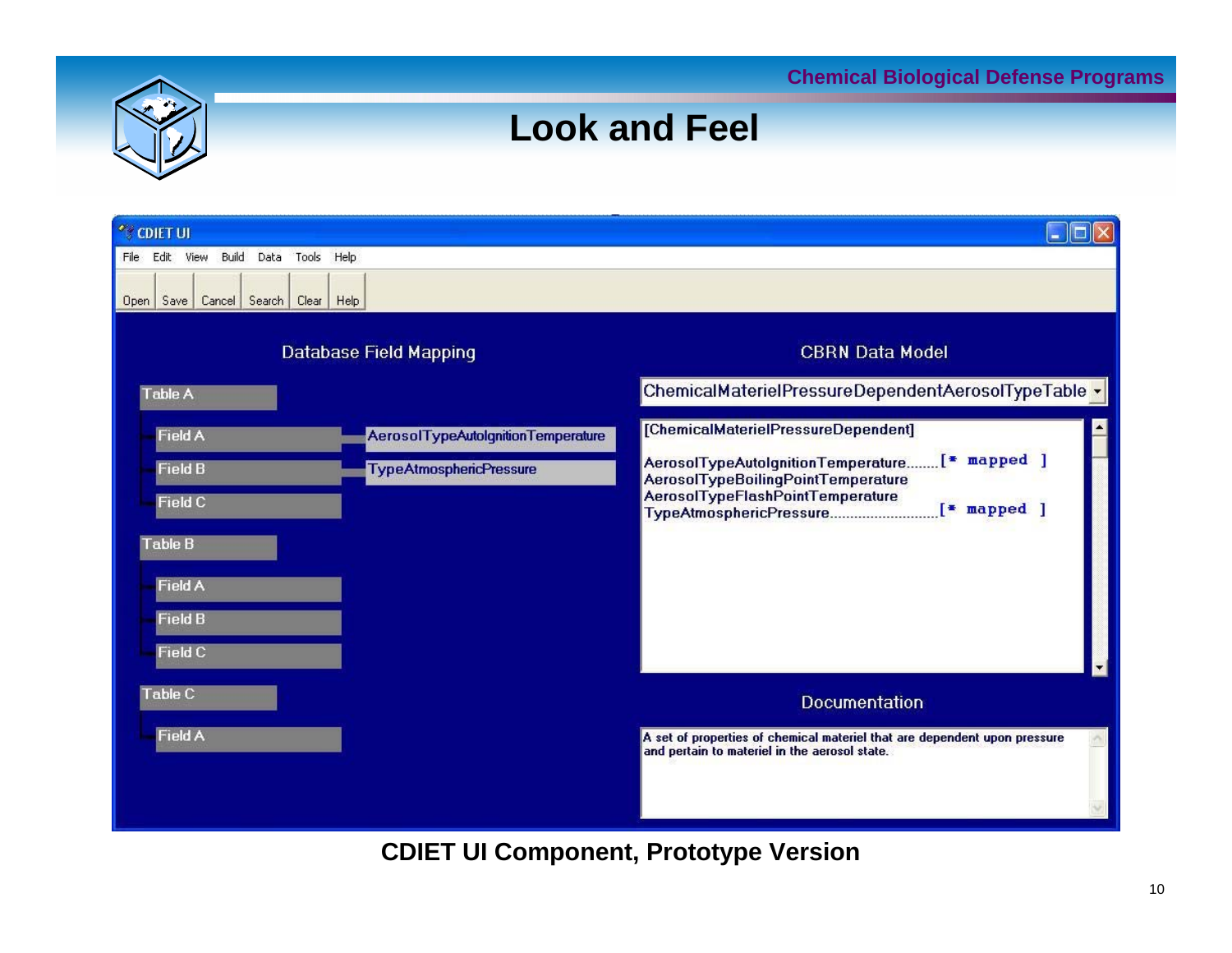# Look and Feel

CDIET UI

File Edit View Build Data Tools Help

Open | Save | Cancel | Search | Clear | Help

**Database Field Mapping**

- Table A
  - Field A — AerosolTypeAutoIgnitionTemperature
  - Field B — TypeAtmosphericPressure
  - Field C
- Table B
  - Field A
  - Field B
  - Field C
- Table C
  - Field A

**CBRN Data Model**

ChemicalMaterielPressureDependentAerosolTypeTable

[ChemicalMaterielPressureDependent]

AerosolTypeAutoIgnitionTemperature........[* mapped ]
AerosolTypeBoilingPointTemperature
AerosolTypeFlashPointTemperature
TypeAtmosphericPressure...........................[* mapped ]

**Documentation**

A set of properties of chemical materiel that are dependent upon pressure and pertain to materiel in the aerosol state.

**CDIET UI Component, Prototype Version**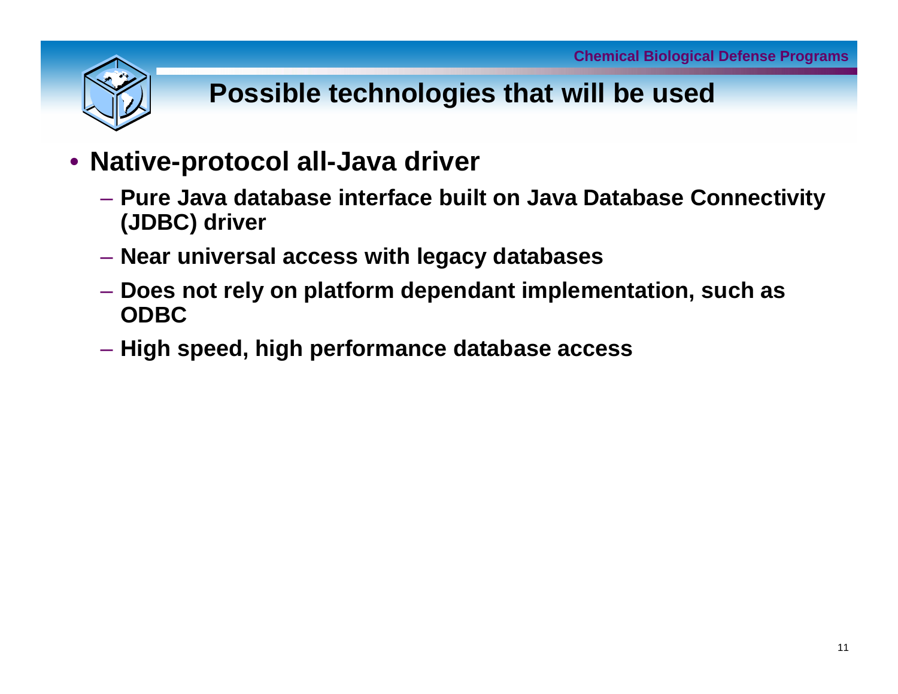# Possible technologies that will be used

- **Native-protocol all-Java driver**
  - **Pure Java database interface built on Java Database Connectivity (JDBC) driver**
  - **Near universal access with legacy databases**
  - **Does not rely on platform dependant implementation, such as ODBC**
  - **High speed, high performance database access**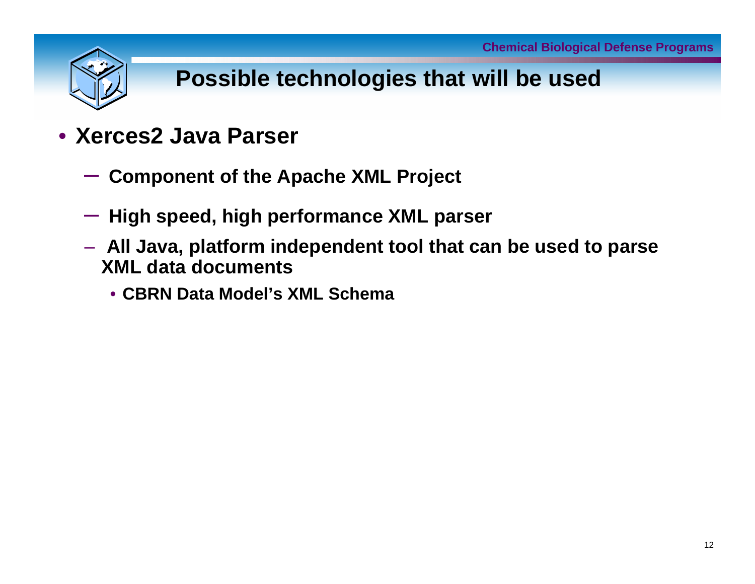# Possible technologies that will be used

- **Xerces2 Java Parser**
  - **Component of the Apache XML Project**
  - **High speed, high performance XML parser**
  - **All Java, platform independent tool that can be used to parse XML data documents**
    - **CBRN Data Model's XML Schema**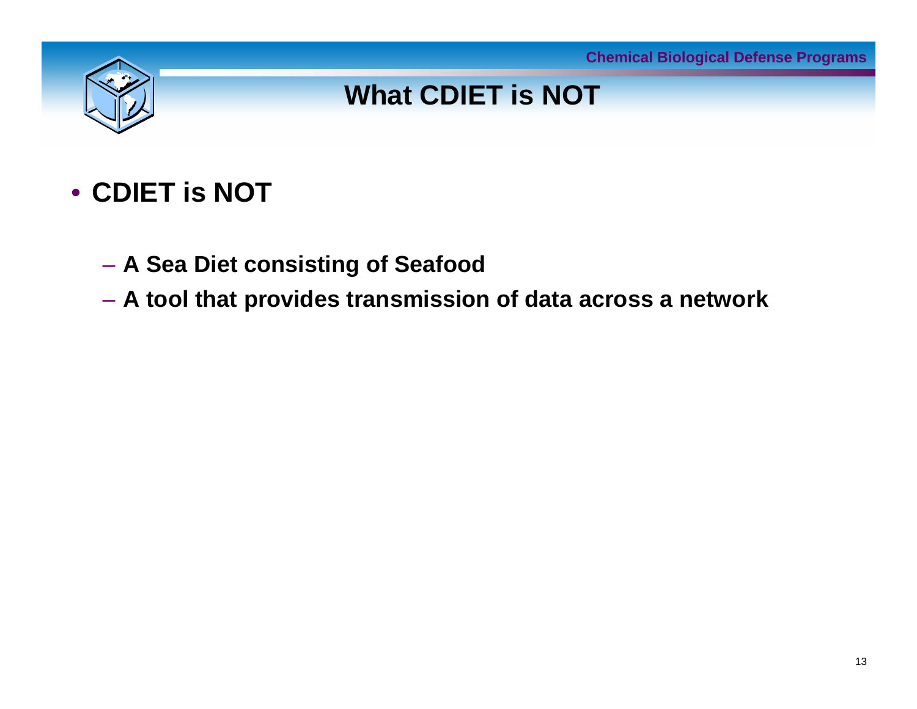# What CDIET is NOT

- **CDIET is NOT**
  - **A Sea Diet consisting of Seafood**
  - **A tool that provides transmission of data across a network**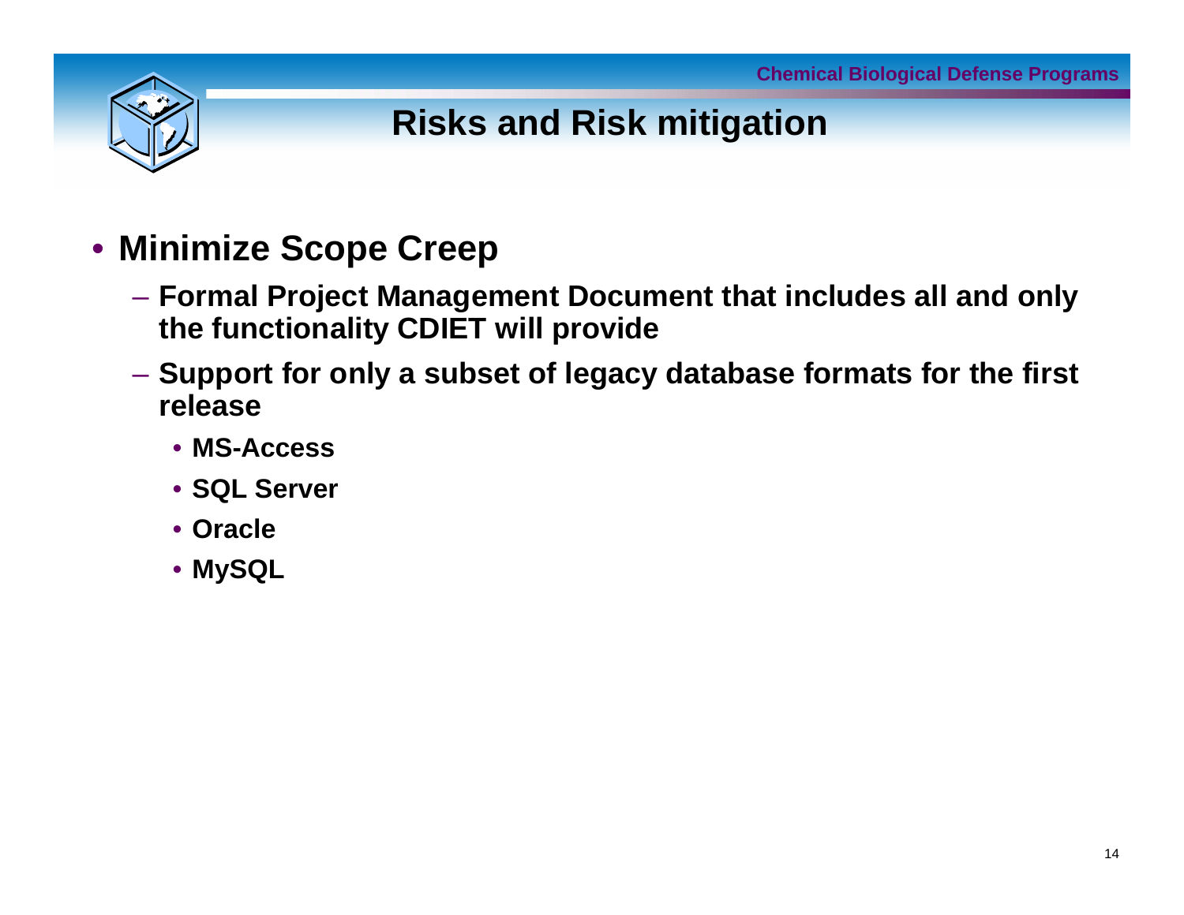# Risks and Risk mitigation

- **Minimize Scope Creep**
  - **Formal Project Management Document that includes all and only the functionality CDIET will provide**
  - **Support for only a subset of legacy database formats for the first release**
    - **MS-Access**
    - **SQL Server**
    - **Oracle**
    - **MySQL**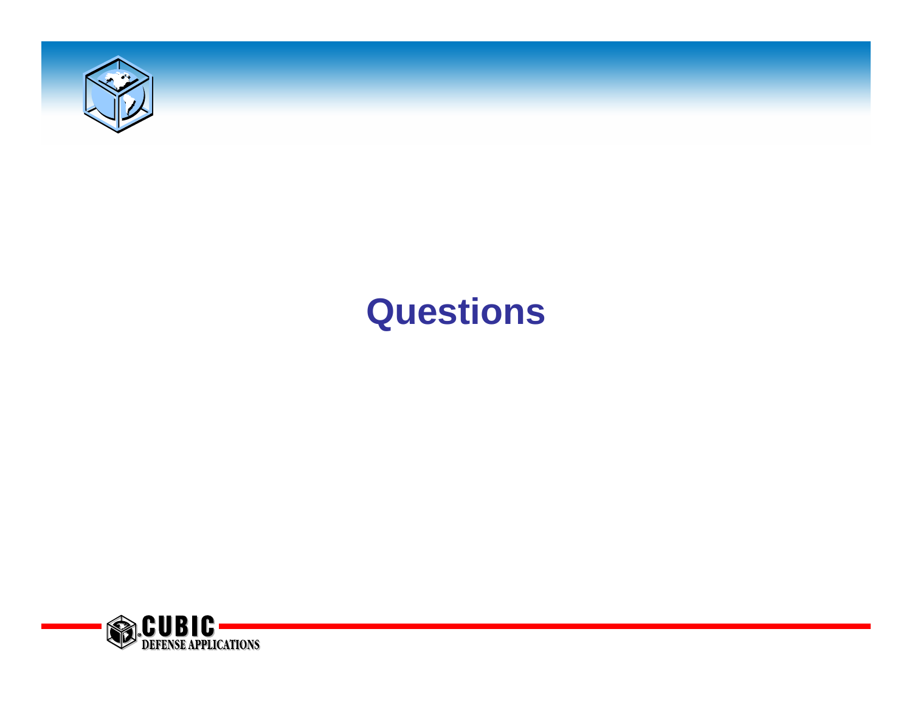# Questions